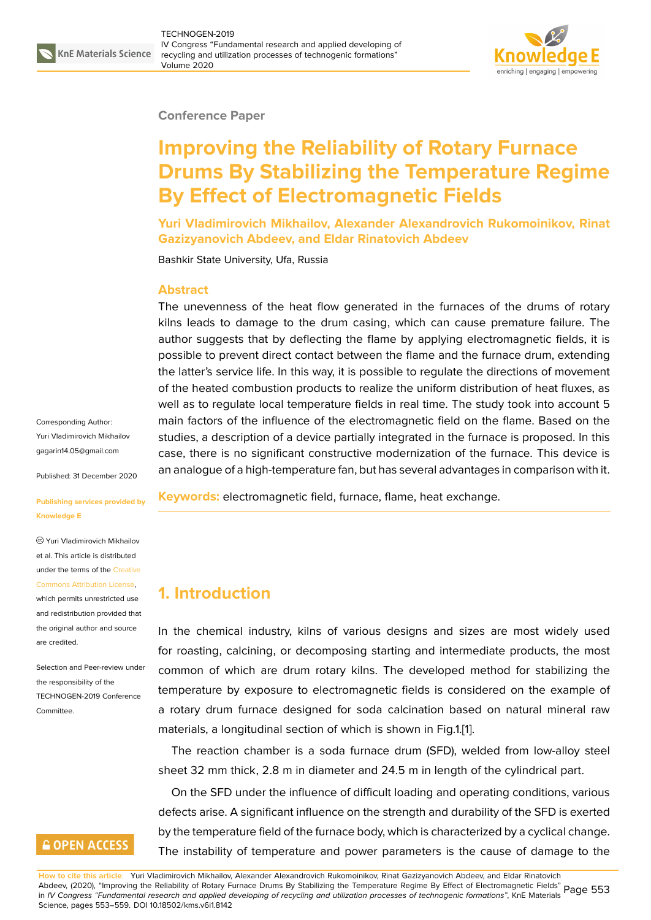**Conference Paper**

# Improving the Reliability of Rotary Furnace Drums By Stabilizing the Temperature Regime By Effect of Electromagnetic Fields

**Yuri Vladimirovich Mikhailov, Alexander Alexandrovich Rukomoinikov, Rinat Gazizyanovich Abdeev, and Eldar Rinatovich Abdeev**

Bashkir State University, Ufa, Russia

Corresponding Author: Yuri Vladimirovich Mikhailov gagarin14.05@gmail.com

Published: 31 December 2020

Publishing services provided by Knowledge E

© Yuri Vladimirovich Mikhailov et al. This article is distributed under the terms of the Creative Commons Attribution License, which permits unrestricted use and redistribution provided that the original author and source are credited.

Selection and Peer-review under the responsibility of the TECHNOGEN-2019 Conference Committee.

## Abstract

The unevenness of the heat flow generated in the furnaces of the drums of rotary kilns leads to damage to the drum casing, which can cause premature failure. The author suggests that by deflecting the flame by applying electromagnetic fields, it is possible to prevent direct contact between the flame and the furnace drum, extending the latter's service life. In this way, it is possible to regulate the directions of movement of the heated combustion products to realize the uniform distribution of heat fluxes, as well as to regulate local temperature fields in real time. The study took into account 5 main factors of the influence of the electromagnetic field on the flame. Based on the studies, a description of a device partially integrated in the furnace is proposed. In this case, there is no significant constructive modernization of the furnace. This device is an analogue of a high-temperature fan, but has several advantages in comparison with it.

**Keywords:** electromagnetic field, furnace, flame, heat exchange.

## 1. Introduction

In the chemical industry, kilns of various designs and sizes are most widely used for roasting, calcining, or decomposing starting and intermediate products, the most common of which are drum rotary kilns. The developed method for stabilizing the temperature by exposure to electromagnetic fields is considered on the example of a rotary drum furnace designed for soda calcination based on natural mineral raw materials, a longitudinal section of which is shown in Fig.1.[1].

The reaction chamber is a soda furnace drum (SFD), welded from low-alloy steel sheet 32 mm thick, 2.8 m in diameter and 24.5 m in length of the cylindrical part.

On the SFD under the influence of difficult loading and operating conditions, various defects arise. A significant influence on the strength and durability of the SFD is exerted by the temperature field of the furnace body, which is characterized by a cyclical change. The instability of temperature and power parameters is the cause of damage to the

**How to cite this article**: Yuri Vladimirovich Mikhailov, Alexander Alexandrovich Rukomoinikov, Rinat Gazizyanovich Abdeev, and Eldar Rinatovich Abdeev, (2020), "Improving the Reliability of Rotary Furnace Drums By Stabilizing the Temperature Regime By Effect of Electromagnetic Fields" in *IV Congress "Fundamental research and applied developing of recycling and utilization processes of technogenic formations"*, KnE Materials Science, pages 553–559. DOI 10.18502/kms.v6i1.8142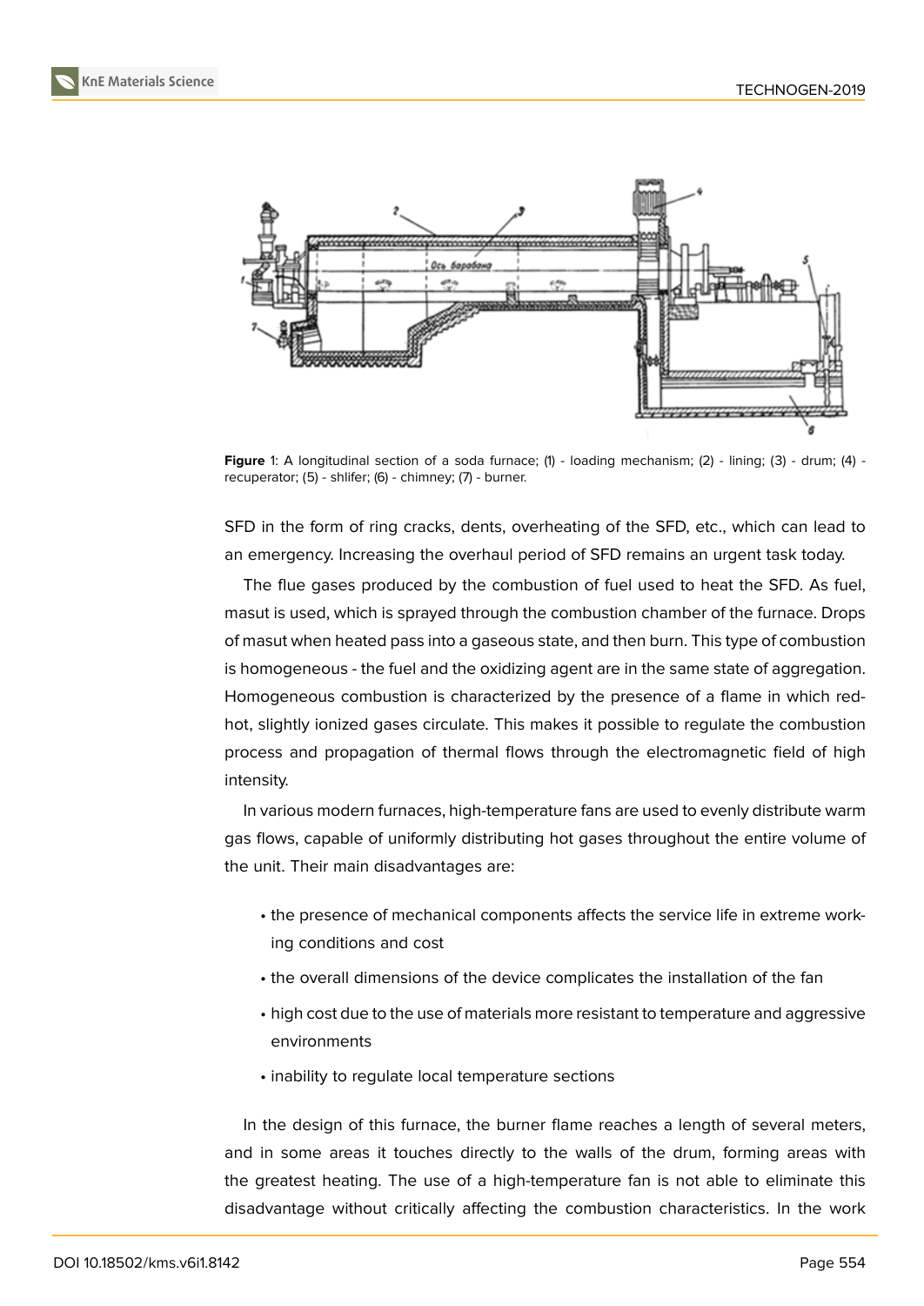Figure 1: A longitudinal section of a soda furnace; (1) - loading mechanism; (2) - lining; (3) - drum; (4) - recuperator; (5) - shlifer; (6) - chimney; (7) - burner.

SFD in the form of ring cracks, dents, overheating of the SFD, etc., which can lead to an emergency. Increasing the overhaul period of SFD remains an urgent task today.

The flue gases produced by the combustion of fuel used to heat the SFD. As fuel, masut is used, which is sprayed through the combustion chamber of the furnace. Drops of masut when heated pass into a gaseous state, and then burn. This type of combustion is homogeneous - the fuel and the oxidizing agent are in the same state of aggregation. Homogeneous combustion is characterized by the presence of a flame in which red-hot, slightly ionized gases circulate. This makes it possible to regulate the combustion process and propagation of thermal flows through the electromagnetic field of high intensity.

In various modern furnaces, high-temperature fans are used to evenly distribute warm gas flows, capable of uniformly distributing hot gases throughout the entire volume of the unit. Their main disadvantages are:

- the presence of mechanical components affects the service life in extreme working conditions and cost
- the overall dimensions of the device complicates the installation of the fan
- high cost due to the use of materials more resistant to temperature and aggressive environments
- inability to regulate local temperature sections

In the design of this furnace, the burner flame reaches a length of several meters, and in some areas it touches directly to the walls of the drum, forming areas with the greatest heating. The use of a high-temperature fan is not able to eliminate this disadvantage without critically affecting the combustion characteristics. In the work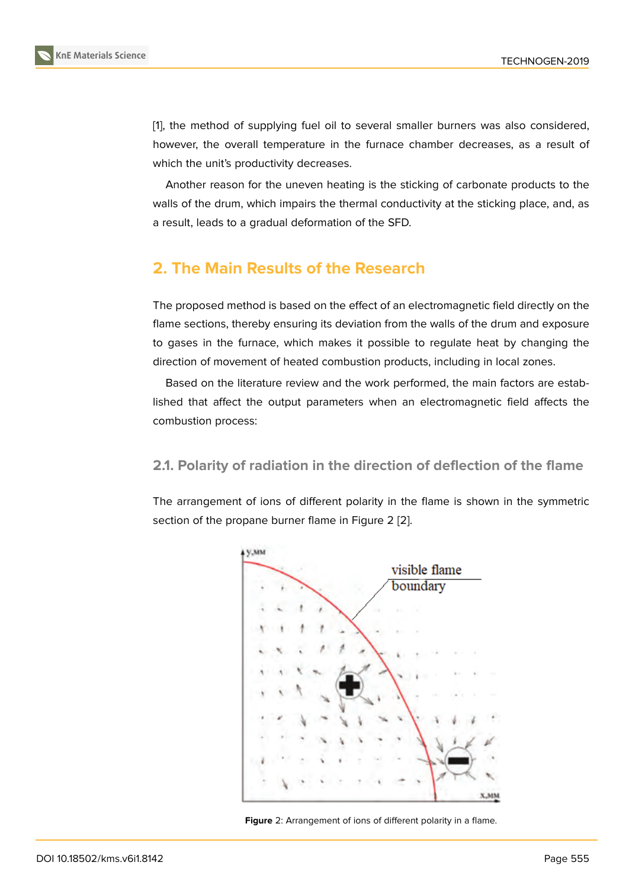[1], the method of supplying fuel oil to several smaller burners was also considered, however, the overall temperature in the furnace chamber decreases, as a result of which the unit's productivity decreases.

Another reason for the uneven heating is the sticking of carbonate products to the walls of the drum, which impairs the thermal conductivity at the sticking place, and, as a result, leads to a gradual deformation of the SFD.

## 2. The Main Results of the Research

The proposed method is based on the effect of an electromagnetic field directly on the flame sections, thereby ensuring its deviation from the walls of the drum and exposure to gases in the furnace, which makes it possible to regulate heat by changing the direction of movement of heated combustion products, including in local zones.

Based on the literature review and the work performed, the main factors are established that affect the output parameters when an electromagnetic field affects the combustion process:

### 2.1. Polarity of radiation in the direction of deflection of the flame

The arrangement of ions of different polarity in the flame is shown in the symmetric section of the propane burner flame in Figure 2 [2].

**Figure** 2: Arrangement of ions of different polarity in a flame.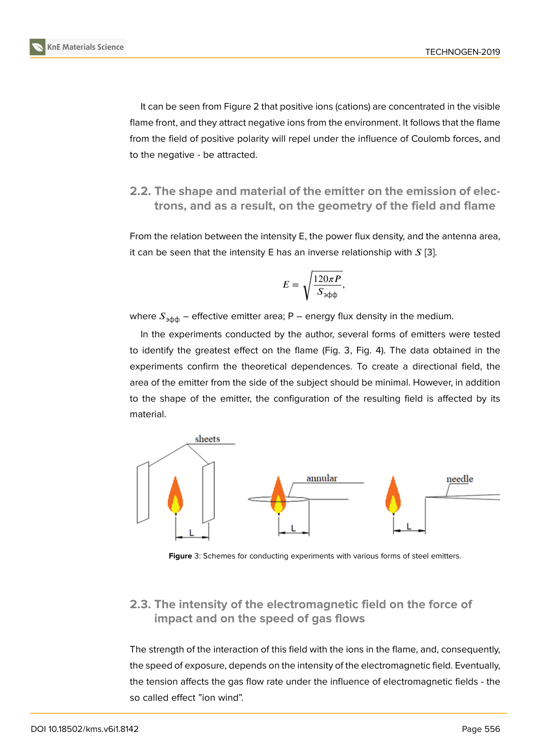It can be seen from Figure 2 that positive ions (cations) are concentrated in the visible flame front, and they attract negative ions from the environment. It follows that the flame from the field of positive polarity will repel under the influence of Coulomb forces, and to the negative - be attracted.

## 2.2. The shape and material of the emitter on the emission of electrons, and as a result, on the geometry of the field and flame

From the relation between the intensity E, the power flux density, and the antenna area, it can be seen that the intensity E has an inverse relationship with $S$ [3].

$$E = \sqrt{\frac{120\pi P}{S_{эфф}}},$$

where $S_{эфф}$ – effective emitter area; P – energy flux density in the medium.

In the experiments conducted by the author, several forms of emitters were tested to identify the greatest effect on the flame (Fig. 3, Fig. 4). The data obtained in the experiments confirm the theoretical dependences. To create a directional field, the area of the emitter from the side of the subject should be minimal. However, in addition to the shape of the emitter, the configuration of the resulting field is affected by its material.

**Figure** 3: Schemes for conducting experiments with various forms of steel emitters.

## 2.3. The intensity of the electromagnetic field on the force of impact and on the speed of gas flows

The strength of the interaction of this field with the ions in the flame, and, consequently, the speed of exposure, depends on the intensity of the electromagnetic field. Eventually, the tension affects the gas flow rate under the influence of electromagnetic fields - the so called effect "ion wind".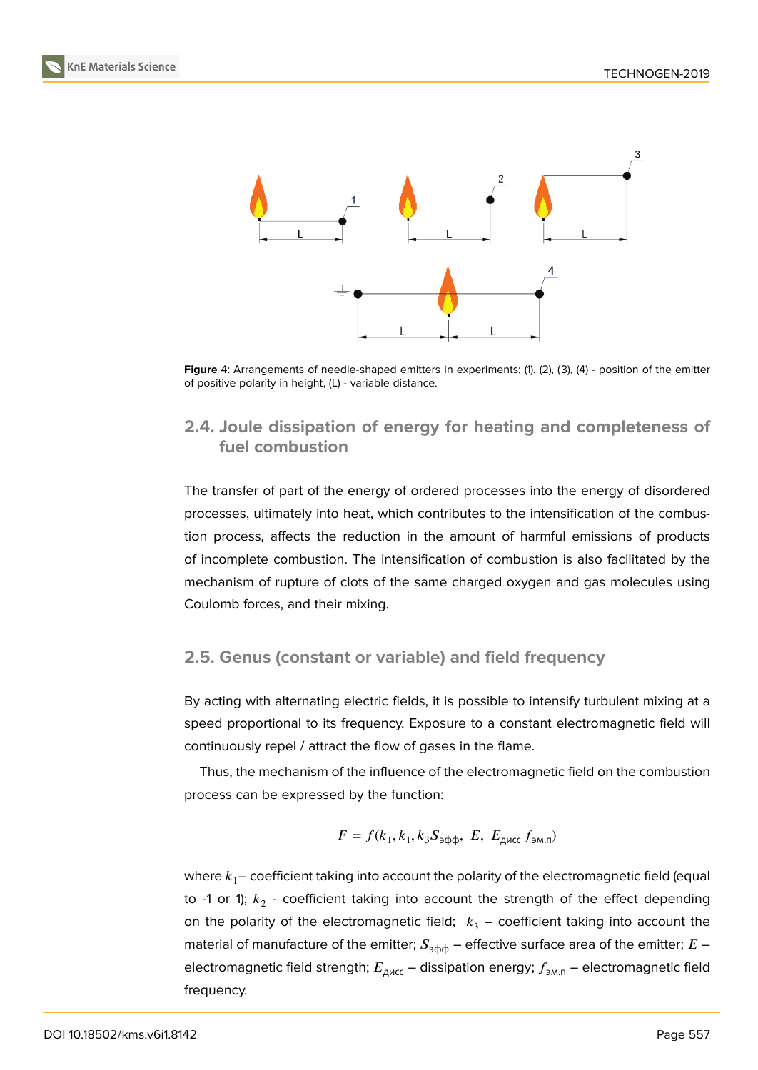**Figure** 4: Arrangements of needle-shaped emitters in experiments; (1), (2), (3), (4) - position of the emitter of positive polarity in height, (L) - variable distance.

## 2.4. Joule dissipation of energy for heating and completeness of fuel combustion

The transfer of part of the energy of ordered processes into the energy of disordered processes, ultimately into heat, which contributes to the intensification of the combustion process, affects the reduction in the amount of harmful emissions of products of incomplete combustion. The intensification of combustion is also facilitated by the mechanism of rupture of clots of the same charged oxygen and gas molecules using Coulomb forces, and their mixing.

## 2.5. Genus (constant or variable) and field frequency

By acting with alternating electric fields, it is possible to intensify turbulent mixing at a speed proportional to its frequency. Exposure to a constant electromagnetic field will continuously repel / attract the flow of gases in the flame.

Thus, the mechanism of the influence of the electromagnetic field on the combustion process can be expressed by the function:

$$F = f(k_1, k_1, k_3 S_{эфф},\ E,\ E_{дисс}\, f_{эм.п})$$

where $k_1$ – coefficient taking into account the polarity of the electromagnetic field (equal to -1 or 1); $k_2$ - coefficient taking into account the strength of the effect depending on the polarity of the electromagnetic field; $k_3$ – coefficient taking into account the material of manufacture of the emitter; $S_{эфф}$ – effective surface area of the emitter; $E$ – electromagnetic field strength; $E_{дисс}$ – dissipation energy; $f_{эм.п}$ – electromagnetic field frequency.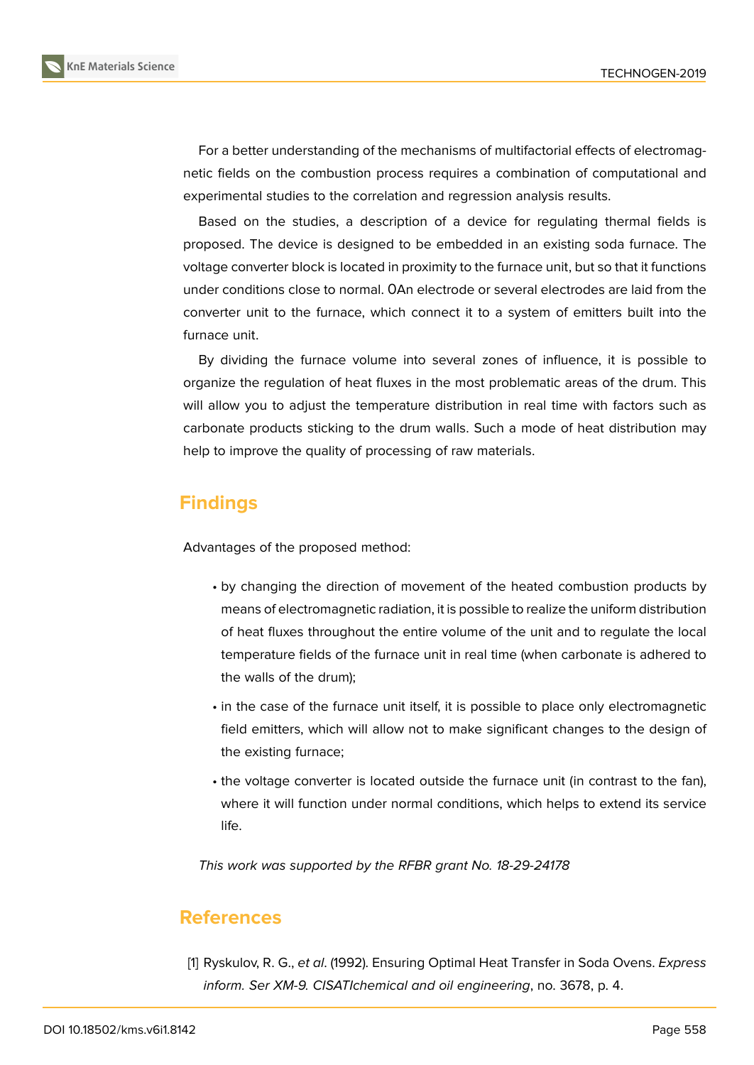For a better understanding of the mechanisms of multifactorial effects of electromagnetic fields on the combustion process requires a combination of computational and experimental studies to the correlation and regression analysis results.

Based on the studies, a description of a device for regulating thermal fields is proposed. The device is designed to be embedded in an existing soda furnace. The voltage converter block is located in proximity to the furnace unit, but so that it functions under conditions close to normal. 0An electrode or several electrodes are laid from the converter unit to the furnace, which connect it to a system of emitters built into the furnace unit.

By dividing the furnace volume into several zones of influence, it is possible to organize the regulation of heat fluxes in the most problematic areas of the drum. This will allow you to adjust the temperature distribution in real time with factors such as carbonate products sticking to the drum walls. Such a mode of heat distribution may help to improve the quality of processing of raw materials.

## Findings

Advantages of the proposed method:

- by changing the direction of movement of the heated combustion products by means of electromagnetic radiation, it is possible to realize the uniform distribution of heat fluxes throughout the entire volume of the unit and to regulate the local temperature fields of the furnace unit in real time (when carbonate is adhered to the walls of the drum);
- in the case of the furnace unit itself, it is possible to place only electromagnetic field emitters, which will allow not to make significant changes to the design of the existing furnace;
- the voltage converter is located outside the furnace unit (in contrast to the fan), where it will function under normal conditions, which helps to extend its service life.

*This work was supported by the RFBR grant No. 18-29-24178*

## References

[1] Ryskulov, R. G., *et al*. (1992). Ensuring Optimal Heat Transfer in Soda Ovens. *Express inform. Ser XM-9. CISATIchemical and oil engineering*, no. 3678, p. 4.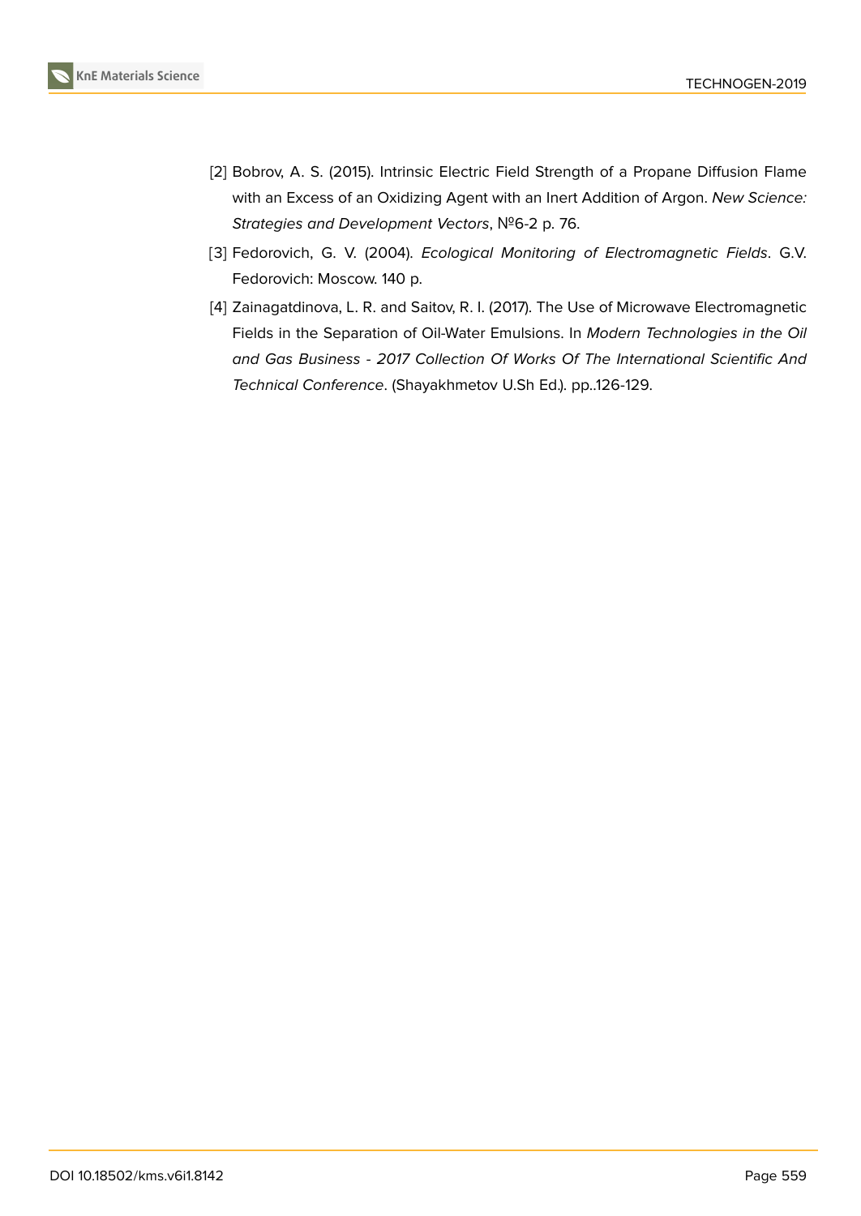[2] Bobrov, A. S. (2015). Intrinsic Electric Field Strength of a Propane Diffusion Flame with an Excess of an Oxidizing Agent with an Inert Addition of Argon. *New Science: Strategies and Development Vectors*, №6-2 p. 76.

[3] Fedorovich, G. V. (2004). *Ecological Monitoring of Electromagnetic Fields*. G.V. Fedorovich: Moscow. 140 p.

[4] Zainagatdinova, L. R. and Saitov, R. I. (2017). The Use of Microwave Electromagnetic Fields in the Separation of Oil-Water Emulsions. In *Modern Technologies in the Oil and Gas Business - 2017 Collection Of Works Of The International Scientific And Technical Conference*. (Shayakhmetov U.Sh Ed.). pp..126-129.